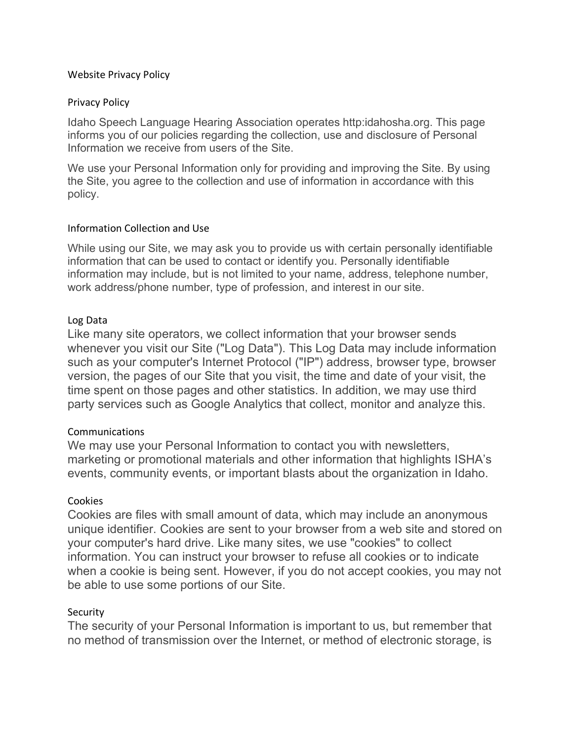# Website Privacy Policy

## Privacy Policy

Idaho Speech Language Hearing Association operates http:idahosha.org. This page informs you of our policies regarding the collection, use and disclosure of Personal Information we receive from users of the Site.

We use your Personal Information only for providing and improving the Site. By using the Site, you agree to the collection and use of information in accordance with this policy.

## Information Collection and Use

While using our Site, we may ask you to provide us with certain personally identifiable information that can be used to contact or identify you. Personally identifiable information may include, but is not limited to your name, address, telephone number, work address/phone number, type of profession, and interest in our site.

## Log Data

Like many site operators, we collect information that your browser sends whenever you visit our Site ("Log Data"). This Log Data may include information such as your computer's Internet Protocol ("IP") address, browser type, browser version, the pages of our Site that you visit, the time and date of your visit, the time spent on those pages and other statistics. In addition, we may use third party services such as Google Analytics that collect, monitor and analyze this.

## Communications

We may use your Personal Information to contact you with newsletters, marketing or promotional materials and other information that highlights ISHA's events, community events, or important blasts about the organization in Idaho.

## Cookies

Cookies are files with small amount of data, which may include an anonymous unique identifier. Cookies are sent to your browser from a web site and stored on your computer's hard drive. Like many sites, we use "cookies" to collect information. You can instruct your browser to refuse all cookies or to indicate when a cookie is being sent. However, if you do not accept cookies, you may not be able to use some portions of our Site.

## Security

The security of your Personal Information is important to us, but remember that no method of transmission over the Internet, or method of electronic storage, is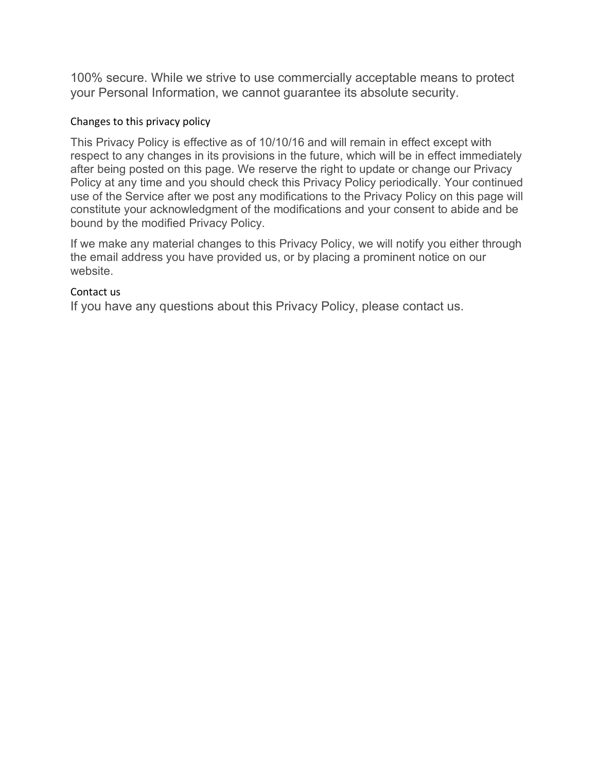100% secure. While we strive to use commercially acceptable means to protect your Personal Information, we cannot guarantee its absolute security.

## Changes to this privacy policy

This Privacy Policy is effective as of 10/10/16 and will remain in effect except with respect to any changes in its provisions in the future, which will be in effect immediately after being posted on this page. We reserve the right to update or change our Privacy Policy at any time and you should check this Privacy Policy periodically. Your continued use of the Service after we post any modifications to the Privacy Policy on this page will constitute your acknowledgment of the modifications and your consent to abide and be bound by the modified Privacy Policy.

If we make any material changes to this Privacy Policy, we will notify you either through the email address you have provided us, or by placing a prominent notice on our website.

## Contact us

If you have any questions about this Privacy Policy, please contact us.